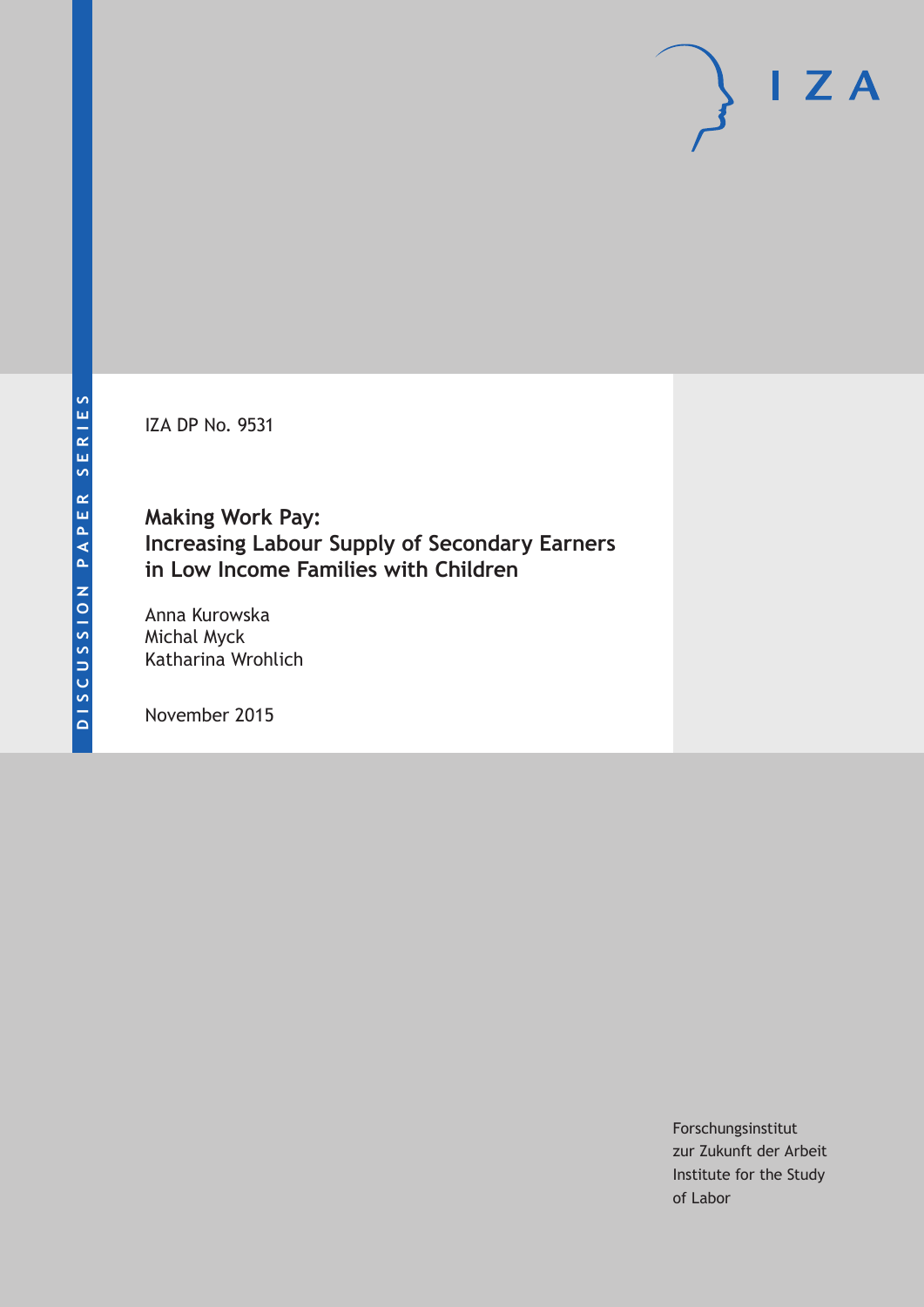DISCUSSION PAPER SERIES

I Z A

IZA DP No. 9531

# Making Work Pay: Increasing Labour Supply of Secondary Earners in Low Income Families with Children

Anna Kurowska
Michal Myck
Katharina Wrohlich

November 2015

Forschungsinstitut
zur Zukunft der Arbeit
Institute for the Study
of Labor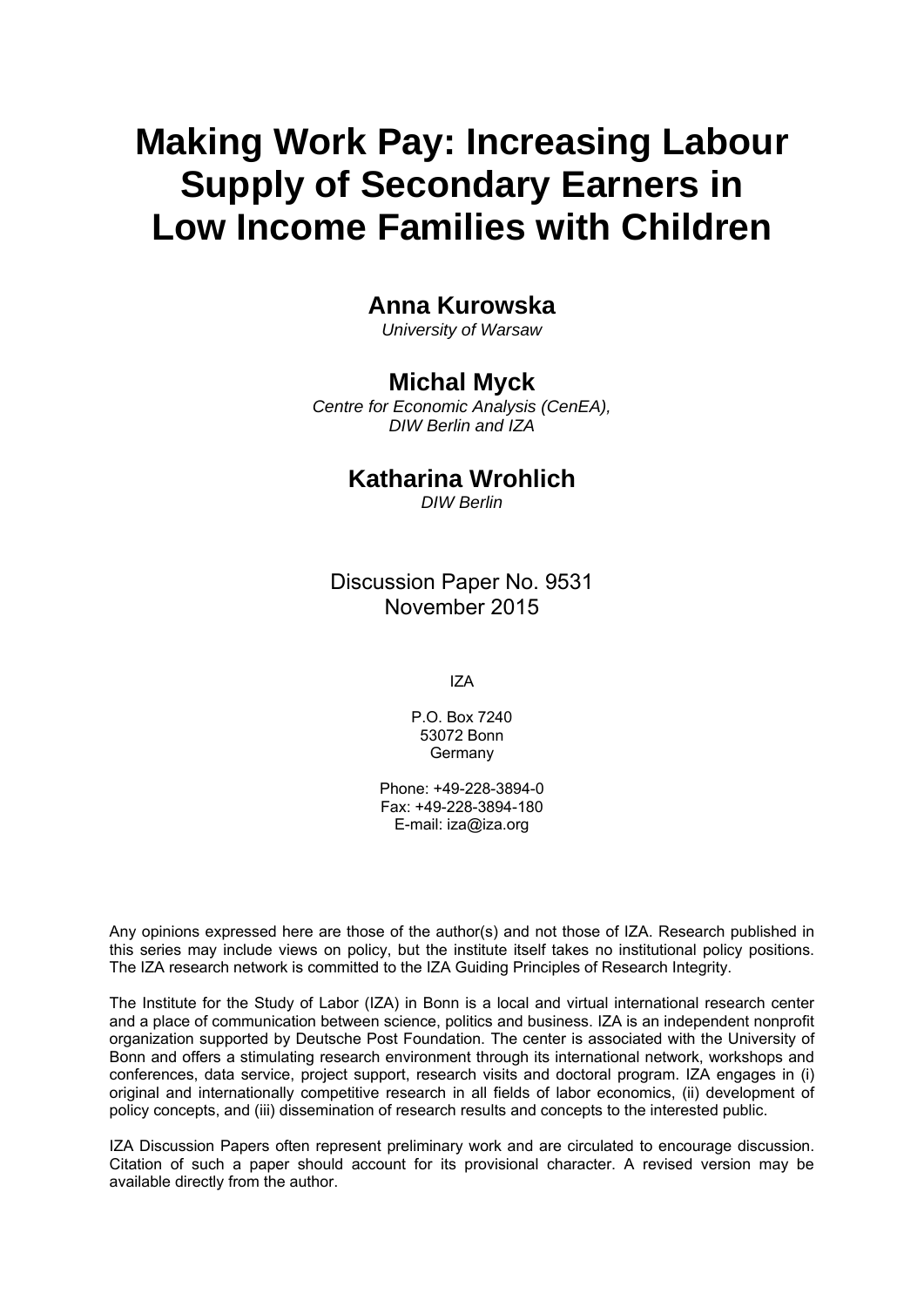# Making Work Pay: Increasing Labour Supply of Secondary Earners in Low Income Families with Children

## Anna Kurowska

*University of Warsaw*

## Michal Myck

*Centre for Economic Analysis (CenEA), DIW Berlin and IZA*

## Katharina Wrohlich

*DIW Berlin*

Discussion Paper No. 9531
November 2015

IZA

P.O. Box 7240
53072 Bonn
Germany

Phone: +49-228-3894-0
Fax: +49-228-3894-180
E-mail: iza@iza.org

Any opinions expressed here are those of the author(s) and not those of IZA. Research published in this series may include views on policy, but the institute itself takes no institutional policy positions. The IZA research network is committed to the IZA Guiding Principles of Research Integrity.

The Institute for the Study of Labor (IZA) in Bonn is a local and virtual international research center and a place of communication between science, politics and business. IZA is an independent nonprofit organization supported by Deutsche Post Foundation. The center is associated with the University of Bonn and offers a stimulating research environment through its international network, workshops and conferences, data service, project support, research visits and doctoral program. IZA engages in (i) original and internationally competitive research in all fields of labor economics, (ii) development of policy concepts, and (iii) dissemination of research results and concepts to the interested public.

IZA Discussion Papers often represent preliminary work and are circulated to encourage discussion. Citation of such a paper should account for its provisional character. A revised version may be available directly from the author.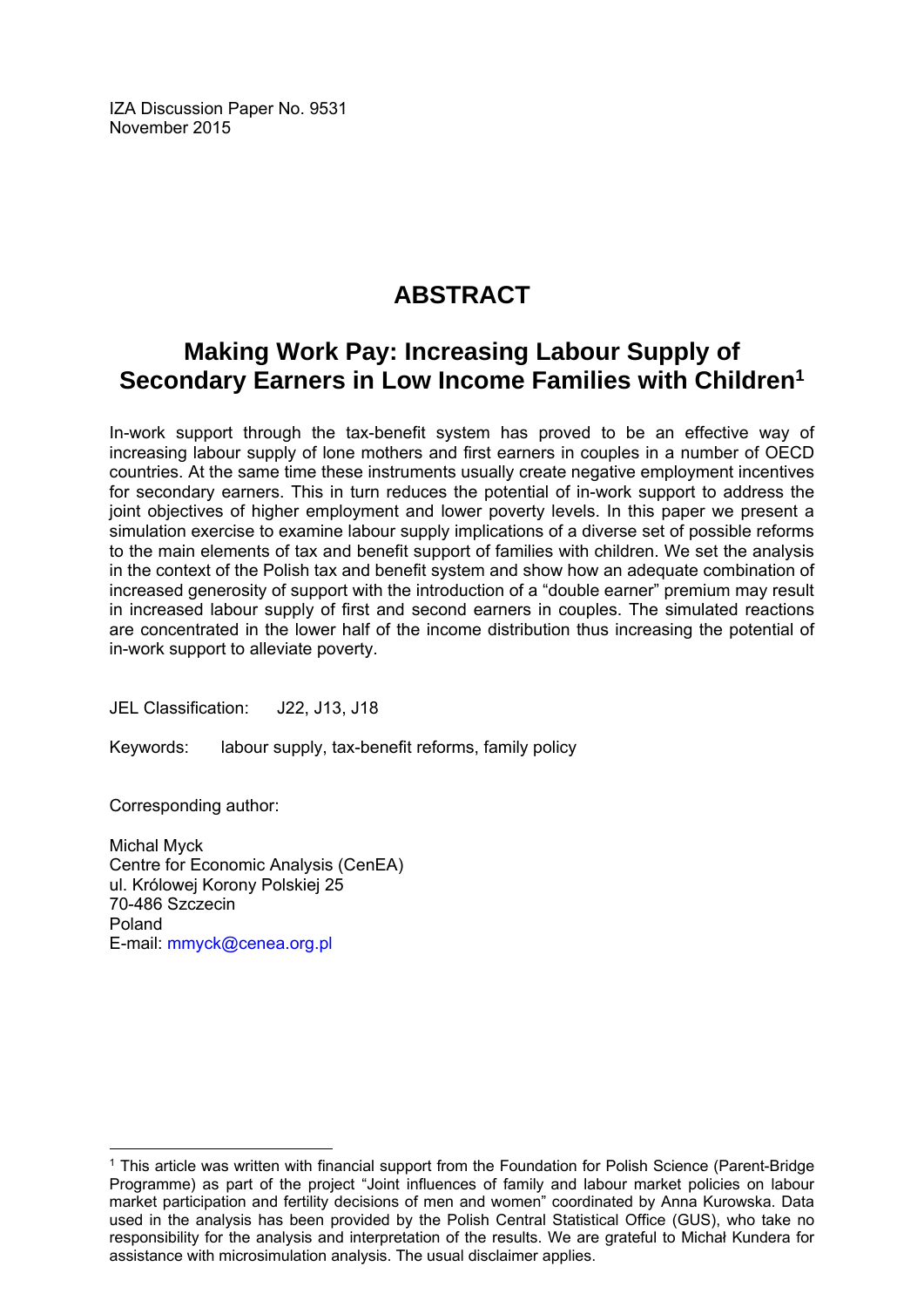IZA Discussion Paper No. 9531
November 2015

# ABSTRACT

## Making Work Pay: Increasing Labour Supply of Secondary Earners in Low Income Families with Children[1]

In-work support through the tax-benefit system has proved to be an effective way of increasing labour supply of lone mothers and first earners in couples in a number of OECD countries. At the same time these instruments usually create negative employment incentives for secondary earners. This in turn reduces the potential of in-work support to address the joint objectives of higher employment and lower poverty levels. In this paper we present a simulation exercise to examine labour supply implications of a diverse set of possible reforms to the main elements of tax and benefit support of families with children. We set the analysis in the context of the Polish tax and benefit system and show how an adequate combination of increased generosity of support with the introduction of a "double earner" premium may result in increased labour supply of first and second earners in couples. The simulated reactions are concentrated in the lower half of the income distribution thus increasing the potential of in-work support to alleviate poverty.

JEL Classification: J22, J13, J18

Keywords: labour supply, tax-benefit reforms, family policy

Corresponding author:

Michal Myck
Centre for Economic Analysis (CenEA)
ul. Królowej Korony Polskiej 25
70-486 Szczecin
Poland
E-mail: mmyck@cenea.org.pl

---

[1] This article was written with financial support from the Foundation for Polish Science (Parent-Bridge Programme) as part of the project "Joint influences of family and labour market policies on labour market participation and fertility decisions of men and women" coordinated by Anna Kurowska. Data used in the analysis has been provided by the Polish Central Statistical Office (GUS), who take no responsibility for the analysis and interpretation of the results. We are grateful to Michał Kundera for assistance with microsimulation analysis. The usual disclaimer applies.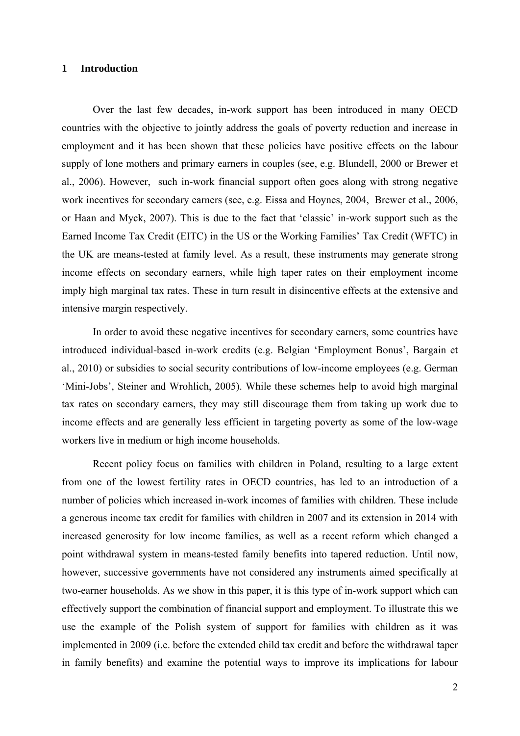# 1 Introduction

Over the last few decades, in-work support has been introduced in many OECD countries with the objective to jointly address the goals of poverty reduction and increase in employment and it has been shown that these policies have positive effects on the labour supply of lone mothers and primary earners in couples (see, e.g. Blundell, 2000 or Brewer et al., 2006). However, such in-work financial support often goes along with strong negative work incentives for secondary earners (see, e.g. Eissa and Hoynes, 2004, Brewer et al., 2006, or Haan and Myck, 2007). This is due to the fact that 'classic' in-work support such as the Earned Income Tax Credit (EITC) in the US or the Working Families' Tax Credit (WFTC) in the UK are means-tested at family level. As a result, these instruments may generate strong income effects on secondary earners, while high taper rates on their employment income imply high marginal tax rates. These in turn result in disincentive effects at the extensive and intensive margin respectively.

In order to avoid these negative incentives for secondary earners, some countries have introduced individual-based in-work credits (e.g. Belgian 'Employment Bonus', Bargain et al., 2010) or subsidies to social security contributions of low-income employees (e.g. German 'Mini-Jobs', Steiner and Wrohlich, 2005). While these schemes help to avoid high marginal tax rates on secondary earners, they may still discourage them from taking up work due to income effects and are generally less efficient in targeting poverty as some of the low-wage workers live in medium or high income households.

Recent policy focus on families with children in Poland, resulting to a large extent from one of the lowest fertility rates in OECD countries, has led to an introduction of a number of policies which increased in-work incomes of families with children. These include a generous income tax credit for families with children in 2007 and its extension in 2014 with increased generosity for low income families, as well as a recent reform which changed a point withdrawal system in means-tested family benefits into tapered reduction. Until now, however, successive governments have not considered any instruments aimed specifically at two-earner households. As we show in this paper, it is this type of in-work support which can effectively support the combination of financial support and employment. To illustrate this we use the example of the Polish system of support for families with children as it was implemented in 2009 (i.e. before the extended child tax credit and before the withdrawal taper in family benefits) and examine the potential ways to improve its implications for labour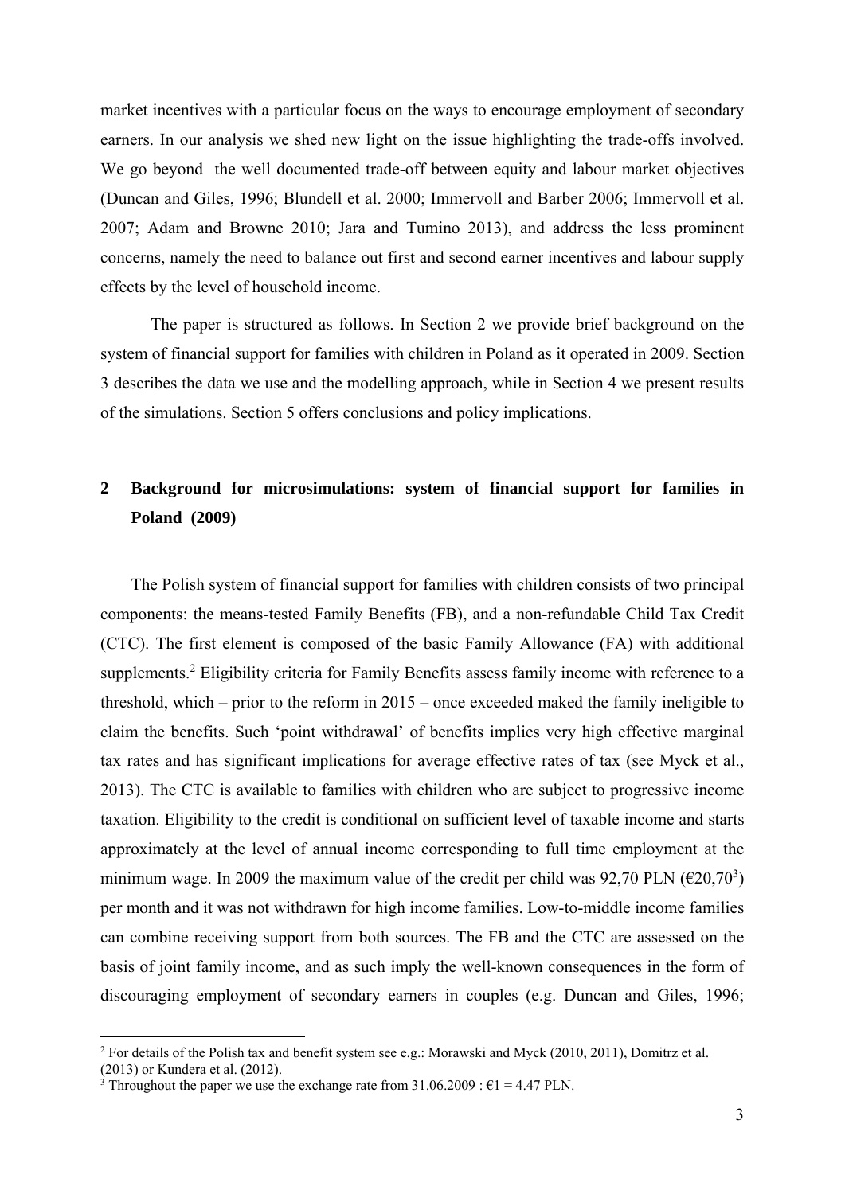market incentives with a particular focus on the ways to encourage employment of secondary earners. In our analysis we shed new light on the issue highlighting the trade-offs involved. We go beyond  the well documented trade-off between equity and labour market objectives (Duncan and Giles, 1996; Blundell et al. 2000; Immervoll and Barber 2006; Immervoll et al. 2007; Adam and Browne 2010; Jara and Tumino 2013), and address the less prominent concerns, namely the need to balance out first and second earner incentives and labour supply effects by the level of household income.

The paper is structured as follows. In Section 2 we provide brief background on the system of financial support for families with children in Poland as it operated in 2009. Section 3 describes the data we use and the modelling approach, while in Section 4 we present results of the simulations. Section 5 offers conclusions and policy implications.

## 2 Background for microsimulations: system of financial support for families in Poland (2009)

The Polish system of financial support for families with children consists of two principal components: the means-tested Family Benefits (FB), and a non-refundable Child Tax Credit (CTC). The first element is composed of the basic Family Allowance (FA) with additional supplements.[2] Eligibility criteria for Family Benefits assess family income with reference to a threshold, which – prior to the reform in 2015 – once exceeded maked the family ineligible to claim the benefits. Such 'point withdrawal' of benefits implies very high effective marginal tax rates and has significant implications for average effective rates of tax (see Myck et al., 2013). The CTC is available to families with children who are subject to progressive income taxation. Eligibility to the credit is conditional on sufficient level of taxable income and starts approximately at the level of annual income corresponding to full time employment at the minimum wage. In 2009 the maximum value of the credit per child was 92,70 PLN (€20,70[3]) per month and it was not withdrawn for high income families. Low-to-middle income families can combine receiving support from both sources. The FB and the CTC are assessed on the basis of joint family income, and as such imply the well-known consequences in the form of discouraging employment of secondary earners in couples (e.g. Duncan and Giles, 1996;

[2] For details of the Polish tax and benefit system see e.g.: Morawski and Myck (2010, 2011), Domitrz et al. (2013) or Kundera et al. (2012).

[3] Throughout the paper we use the exchange rate from 31.06.2009 : €1 = 4.47 PLN.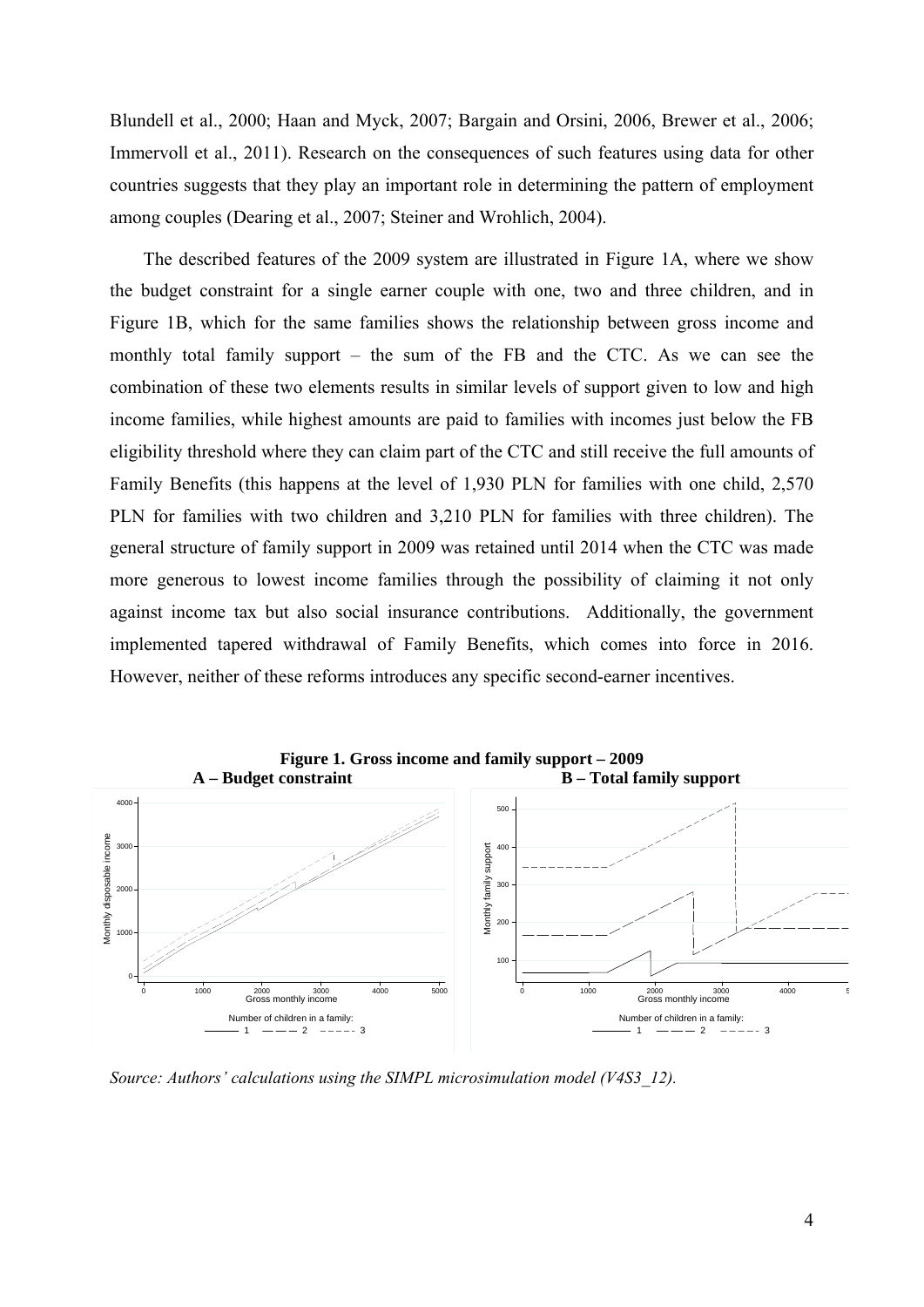Blundell et al., 2000; Haan and Myck, 2007; Bargain and Orsini, 2006, Brewer et al., 2006; Immervoll et al., 2011). Research on the consequences of such features using data for other countries suggests that they play an important role in determining the pattern of employment among couples (Dearing et al., 2007; Steiner and Wrohlich, 2004).

The described features of the 2009 system are illustrated in Figure 1A, where we show the budget constraint for a single earner couple with one, two and three children, and in Figure 1B, which for the same families shows the relationship between gross income and monthly total family support – the sum of the FB and the CTC. As we can see the combination of these two elements results in similar levels of support given to low and high income families, while highest amounts are paid to families with incomes just below the FB eligibility threshold where they can claim part of the CTC and still receive the full amounts of Family Benefits (this happens at the level of 1,930 PLN for families with one child, 2,570 PLN for families with two children and 3,210 PLN for families with three children). The general structure of family support in 2009 was retained until 2014 when the CTC was made more generous to lowest income families through the possibility of claiming it not only against income tax but also social insurance contributions. Additionally, the government implemented tapered withdrawal of Family Benefits, which comes into force in 2016. However, neither of these reforms introduces any specific second-earner incentives.

**Figure 1. Gross income and family support – 2009**

**A – Budget constraint** **B – Total family support**

*Source: Authors' calculations using the SIMPL microsimulation model (V4S3_12).*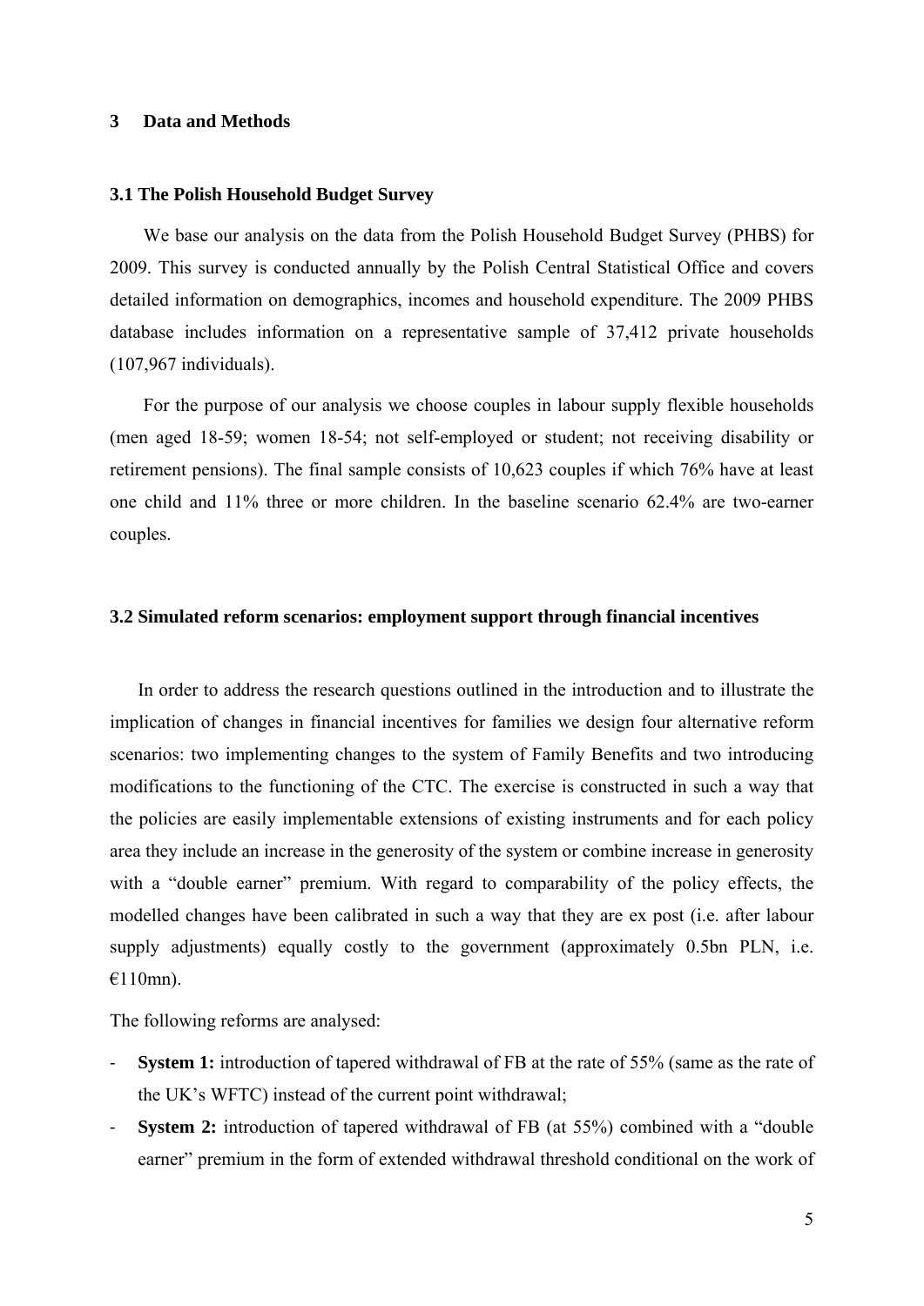## 3 Data and Methods

### 3.1 The Polish Household Budget Survey

We base our analysis on the data from the Polish Household Budget Survey (PHBS) for 2009. This survey is conducted annually by the Polish Central Statistical Office and covers detailed information on demographics, incomes and household expenditure. The 2009 PHBS database includes information on a representative sample of 37,412 private households (107,967 individuals).

For the purpose of our analysis we choose couples in labour supply flexible households (men aged 18-59; women 18-54; not self-employed or student; not receiving disability or retirement pensions). The final sample consists of 10,623 couples if which 76% have at least one child and 11% three or more children. In the baseline scenario 62.4% are two-earner couples.

### 3.2 Simulated reform scenarios: employment support through financial incentives

In order to address the research questions outlined in the introduction and to illustrate the implication of changes in financial incentives for families we design four alternative reform scenarios: two implementing changes to the system of Family Benefits and two introducing modifications to the functioning of the CTC. The exercise is constructed in such a way that the policies are easily implementable extensions of existing instruments and for each policy area they include an increase in the generosity of the system or combine increase in generosity with a "double earner" premium. With regard to comparability of the policy effects, the modelled changes have been calibrated in such a way that they are ex post (i.e. after labour supply adjustments) equally costly to the government (approximately 0.5bn PLN, i.e. €110mn).

The following reforms are analysed:

- **System 1:** introduction of tapered withdrawal of FB at the rate of 55% (same as the rate of the UK's WFTC) instead of the current point withdrawal;
- **System 2:** introduction of tapered withdrawal of FB (at 55%) combined with a "double earner" premium in the form of extended withdrawal threshold conditional on the work of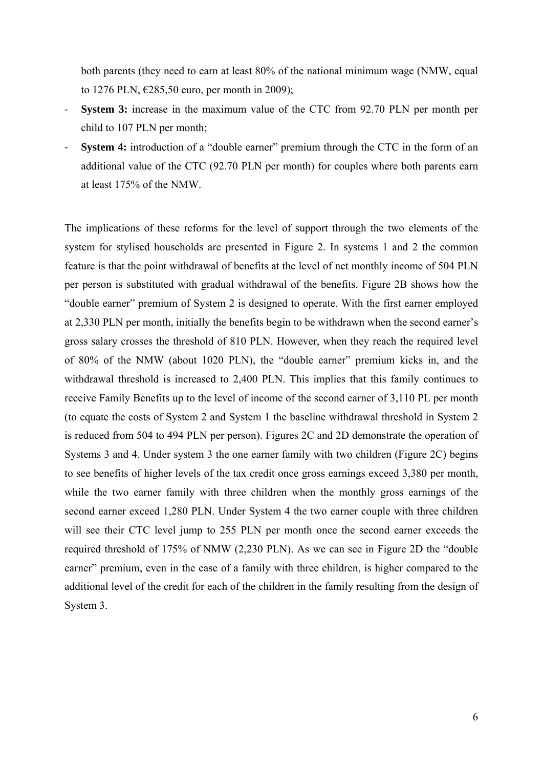both parents (they need to earn at least 80% of the national minimum wage (NMW, equal to 1276 PLN, €285,50 euro, per month in 2009);

- **System 3:** increase in the maximum value of the CTC from 92.70 PLN per month per child to 107 PLN per month;
- **System 4:** introduction of a "double earner" premium through the CTC in the form of an additional value of the CTC (92.70 PLN per month) for couples where both parents earn at least 175% of the NMW.

The implications of these reforms for the level of support through the two elements of the system for stylised households are presented in Figure 2. In systems 1 and 2 the common feature is that the point withdrawal of benefits at the level of net monthly income of 504 PLN per person is substituted with gradual withdrawal of the benefits. Figure 2B shows how the "double earner" premium of System 2 is designed to operate. With the first earner employed at 2,330 PLN per month, initially the benefits begin to be withdrawn when the second earner's gross salary crosses the threshold of 810 PLN. However, when they reach the required level of 80% of the NMW (about 1020 PLN), the "double earner" premium kicks in, and the withdrawal threshold is increased to 2,400 PLN. This implies that this family continues to receive Family Benefits up to the level of income of the second earner of 3,110 PL per month (to equate the costs of System 2 and System 1 the baseline withdrawal threshold in System 2 is reduced from 504 to 494 PLN per person). Figures 2C and 2D demonstrate the operation of Systems 3 and 4. Under system 3 the one earner family with two children (Figure 2C) begins to see benefits of higher levels of the tax credit once gross earnings exceed 3,380 per month, while the two earner family with three children when the monthly gross earnings of the second earner exceed 1,280 PLN. Under System 4 the two earner couple with three children will see their CTC level jump to 255 PLN per month once the second earner exceeds the required threshold of 175% of NMW (2,230 PLN). As we can see in Figure 2D the "double earner" premium, even in the case of a family with three children, is higher compared to the additional level of the credit for each of the children in the family resulting from the design of System 3.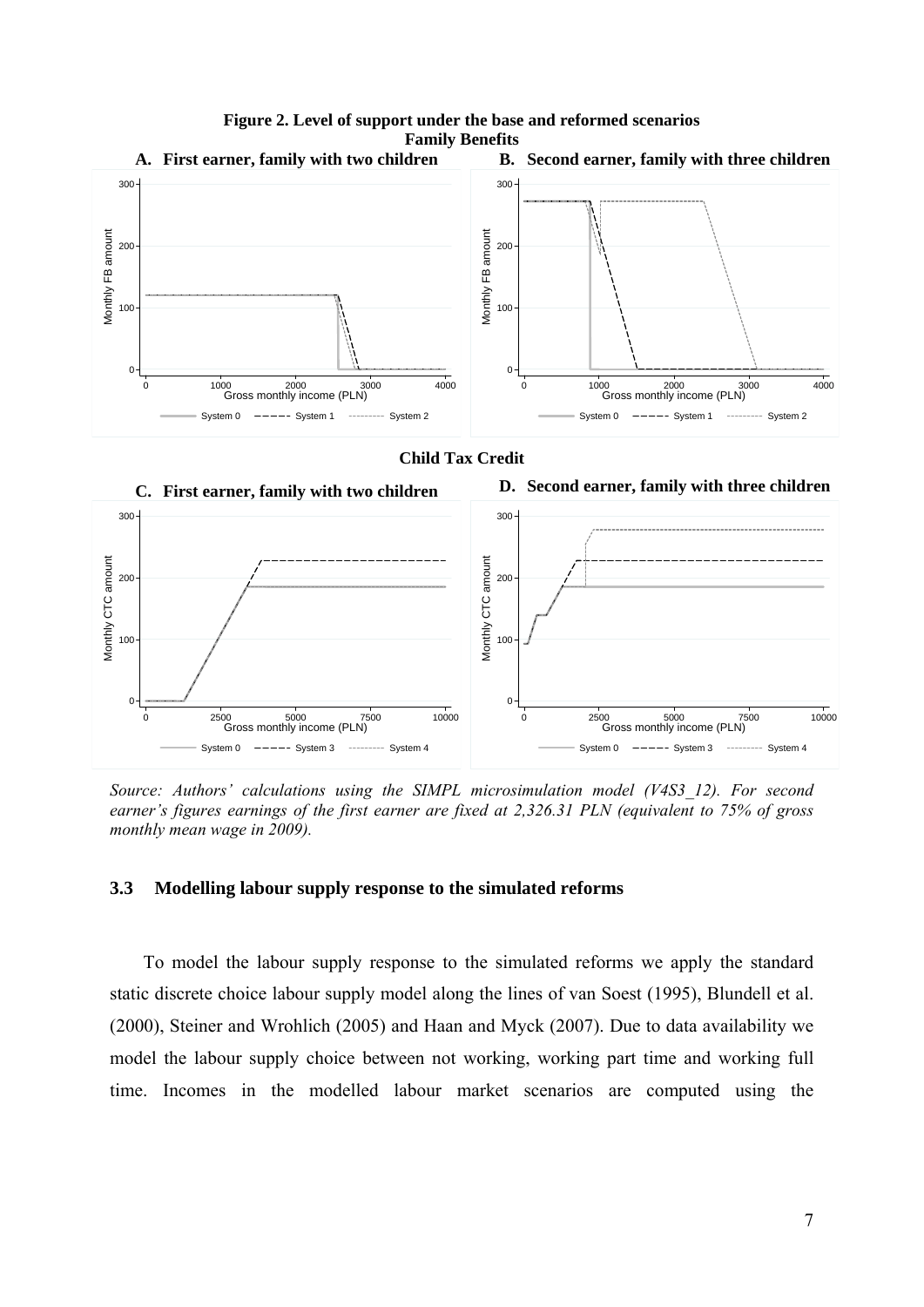**Figure 2. Level of support under the base and reformed scenarios**

**Family Benefits**

**A. First earner, family with two children**

**B. Second earner, family with three children**

**Child Tax Credit**

**C. First earner, family with two children**

**D. Second earner, family with three children**

*Source: Authors' calculations using the SIMPL microsimulation model (V4S3_12). For second earner's figures earnings of the first earner are fixed at 2,326.31 PLN (equivalent to 75% of gross monthly mean wage in 2009).*

### 3.3 Modelling labour supply response to the simulated reforms

To model the labour supply response to the simulated reforms we apply the standard static discrete choice labour supply model along the lines of van Soest (1995), Blundell et al. (2000), Steiner and Wrohlich (2005) and Haan and Myck (2007). Due to data availability we model the labour supply choice between not working, working part time and working full time. Incomes in the modelled labour market scenarios are computed using the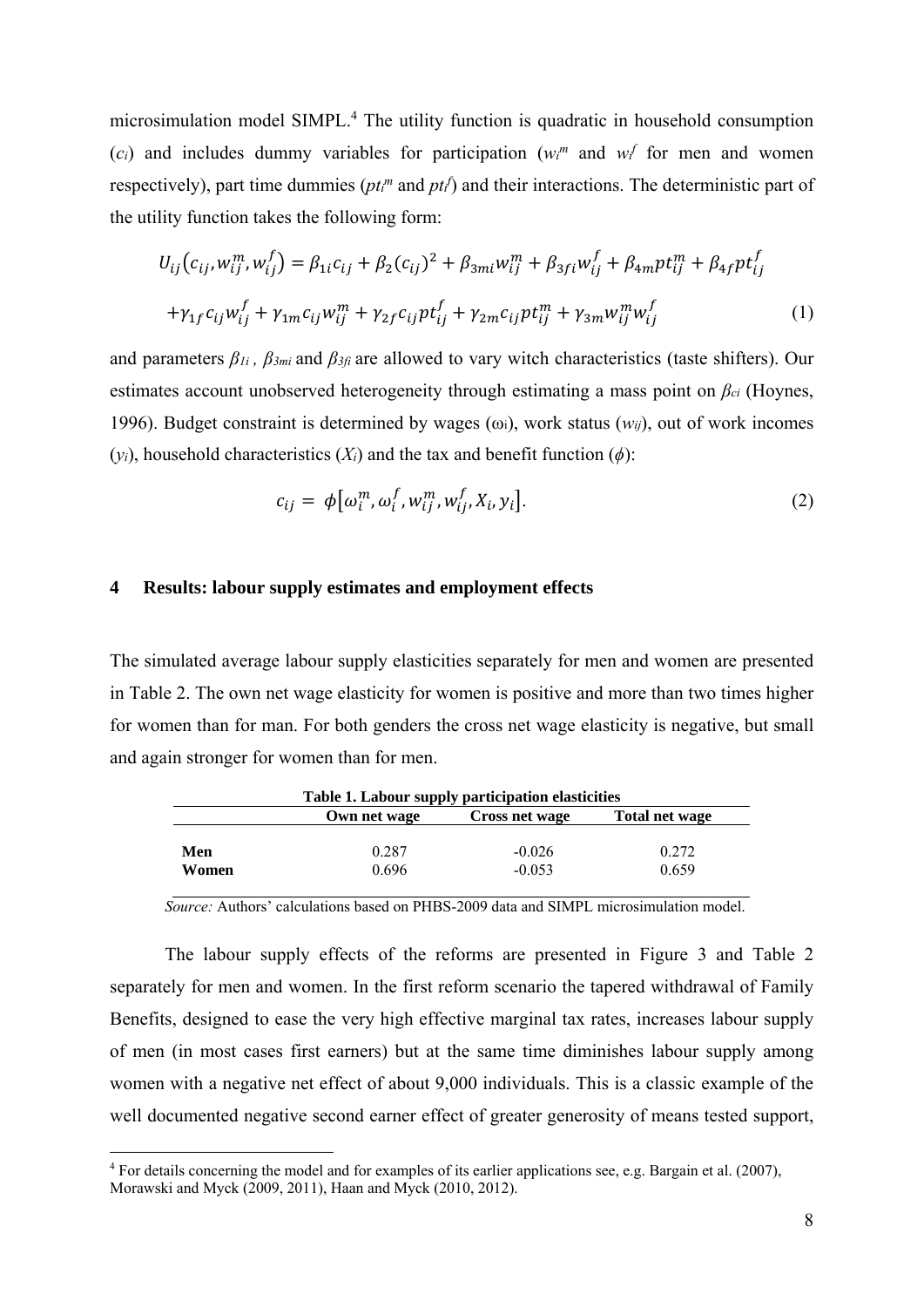microsimulation model SIMPL.[4] The utility function is quadratic in household consumption ($c_i$) and includes dummy variables for participation ($w_i^m$ and $w_i^f$ for men and women respectively), part time dummies ($pt_i^m$ and $pt_i^f$) and their interactions. The deterministic part of the utility function takes the following form:

$$U_{ij}\left(c_{ij}, w_{ij}^{m}, w_{ij}^{f}\right) = \beta_{1i}c_{ij} + \beta_{2}(c_{ij})^{2} + \beta_{3mi}w_{ij}^{m} + \beta_{3fi}w_{ij}^{f} + \beta_{4m}pt_{ij}^{m} + \beta_{4f}pt_{ij}^{f}$$

$$+\gamma_{1f}c_{ij}w_{ij}^{f} + \gamma_{1m}c_{ij}w_{ij}^{m} + \gamma_{2f}c_{ij}pt_{ij}^{f} + \gamma_{2m}c_{ij}pt_{ij}^{m} + \gamma_{3m}w_{ij}^{m}w_{ij}^{f} \quad (1)$$

and parameters $\beta_{1i}$ , $\beta_{3mi}$ and $\beta_{3fi}$ are allowed to vary witch characteristics (taste shifters). Our estimates account unobserved heterogeneity through estimating a mass point on $\beta_{ci}$ (Hoynes, 1996). Budget constraint is determined by wages ($\omega_i$), work status ($w_{ij}$), out of work incomes ($y_i$), household characteristics ($X_i$) and the tax and benefit function ($\phi$):

$$c_{ij} = \phi\left[\omega_{i}^{m}, \omega_{i}^{f}, w_{ij}^{m}, w_{ij}^{f}, X_{i}, y_{i}\right]. \quad (2)$$

## 4 Results: labour supply estimates and employment effects

The simulated average labour supply elasticities separately for men and women are presented in Table 2. The own net wage elasticity for women is positive and more than two times higher for women than for man. For both genders the cross net wage elasticity is negative, but small and again stronger for women than for men.

**Table 1. Labour supply participation elasticities**

| | Own net wage | Cross net wage | Total net wage |
|---|---|---|---|
| **Men** | 0.287 | -0.026 | 0.272 |
| **Women** | 0.696 | -0.053 | 0.659 |

*Source:* Authors' calculations based on PHBS-2009 data and SIMPL microsimulation model.

The labour supply effects of the reforms are presented in Figure 3 and Table 2 separately for men and women. In the first reform scenario the tapered withdrawal of Family Benefits, designed to ease the very high effective marginal tax rates, increases labour supply of men (in most cases first earners) but at the same time diminishes labour supply among women with a negative net effect of about 9,000 individuals. This is a classic example of the well documented negative second earner effect of greater generosity of means tested support,

[4] For details concerning the model and for examples of its earlier applications see, e.g. Bargain et al. (2007), Morawski and Myck (2009, 2011), Haan and Myck (2010, 2012).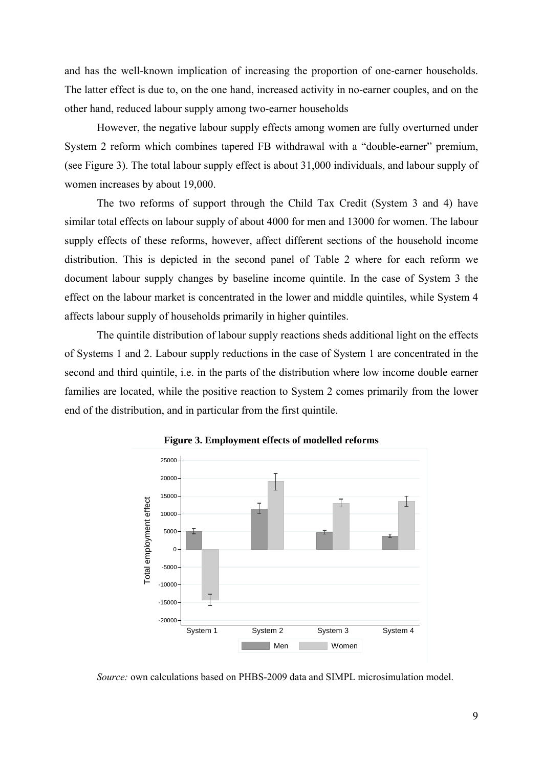and has the well-known implication of increasing the proportion of one-earner households. The latter effect is due to, on the one hand, increased activity in no-earner couples, and on the other hand, reduced labour supply among two-earner households

However, the negative labour supply effects among women are fully overturned under System 2 reform which combines tapered FB withdrawal with a "double-earner" premium, (see Figure 3). The total labour supply effect is about 31,000 individuals, and labour supply of women increases by about 19,000.

The two reforms of support through the Child Tax Credit (System 3 and 4) have similar total effects on labour supply of about 4000 for men and 13000 for women. The labour supply effects of these reforms, however, affect different sections of the household income distribution. This is depicted in the second panel of Table 2 where for each reform we document labour supply changes by baseline income quintile. In the case of System 3 the effect on the labour market is concentrated in the lower and middle quintiles, while System 4 affects labour supply of households primarily in higher quintiles.

The quintile distribution of labour supply reactions sheds additional light on the effects of Systems 1 and 2. Labour supply reductions in the case of System 1 are concentrated in the second and third quintile, i.e. in the parts of the distribution where low income double earner families are located, while the positive reaction to System 2 comes primarily from the lower end of the distribution, and in particular from the first quintile.

**Figure 3. Employment effects of modelled reforms**

*Source:* own calculations based on PHBS-2009 data and SIMPL microsimulation model.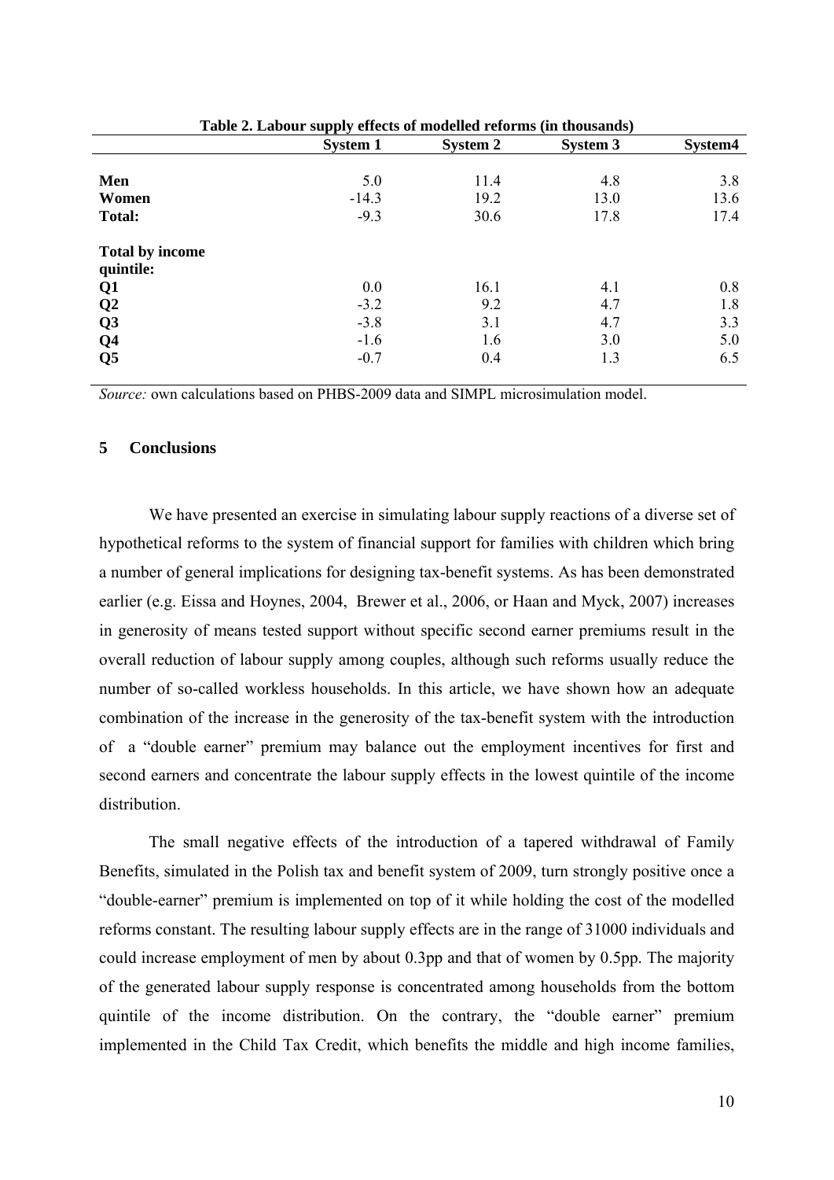**Table 2. Labour supply effects of modelled reforms (in thousands)**

| | System 1 | System 2 | System 3 | System4 |
|---|---|---|---|---|
| **Men** | 5.0 | 11.4 | 4.8 | 3.8 |
| **Women** | -14.3 | 19.2 | 13.0 | 13.6 |
| **Total:** | -9.3 | 30.6 | 17.8 | 17.4 |
| **Total by income quintile:** | | | | |
| **Q1** | 0.0 | 16.1 | 4.1 | 0.8 |
| **Q2** | -3.2 | 9.2 | 4.7 | 1.8 |
| **Q3** | -3.8 | 3.1 | 4.7 | 3.3 |
| **Q4** | -1.6 | 1.6 | 3.0 | 5.0 |
| **Q5** | -0.7 | 0.4 | 1.3 | 6.5 |

*Source:* own calculations based on PHBS-2009 data and SIMPL microsimulation model.

## 5 Conclusions

We have presented an exercise in simulating labour supply reactions of a diverse set of hypothetical reforms to the system of financial support for families with children which bring a number of general implications for designing tax-benefit systems. As has been demonstrated earlier (e.g. Eissa and Hoynes, 2004, Brewer et al., 2006, or Haan and Myck, 2007) increases in generosity of means tested support without specific second earner premiums result in the overall reduction of labour supply among couples, although such reforms usually reduce the number of so-called workless households. In this article, we have shown how an adequate combination of the increase in the generosity of the tax-benefit system with the introduction of a "double earner" premium may balance out the employment incentives for first and second earners and concentrate the labour supply effects in the lowest quintile of the income distribution.

The small negative effects of the introduction of a tapered withdrawal of Family Benefits, simulated in the Polish tax and benefit system of 2009, turn strongly positive once a "double-earner" premium is implemented on top of it while holding the cost of the modelled reforms constant. The resulting labour supply effects are in the range of 31000 individuals and could increase employment of men by about 0.3pp and that of women by 0.5pp. The majority of the generated labour supply response is concentrated among households from the bottom quintile of the income distribution. On the contrary, the "double earner" premium implemented in the Child Tax Credit, which benefits the middle and high income families,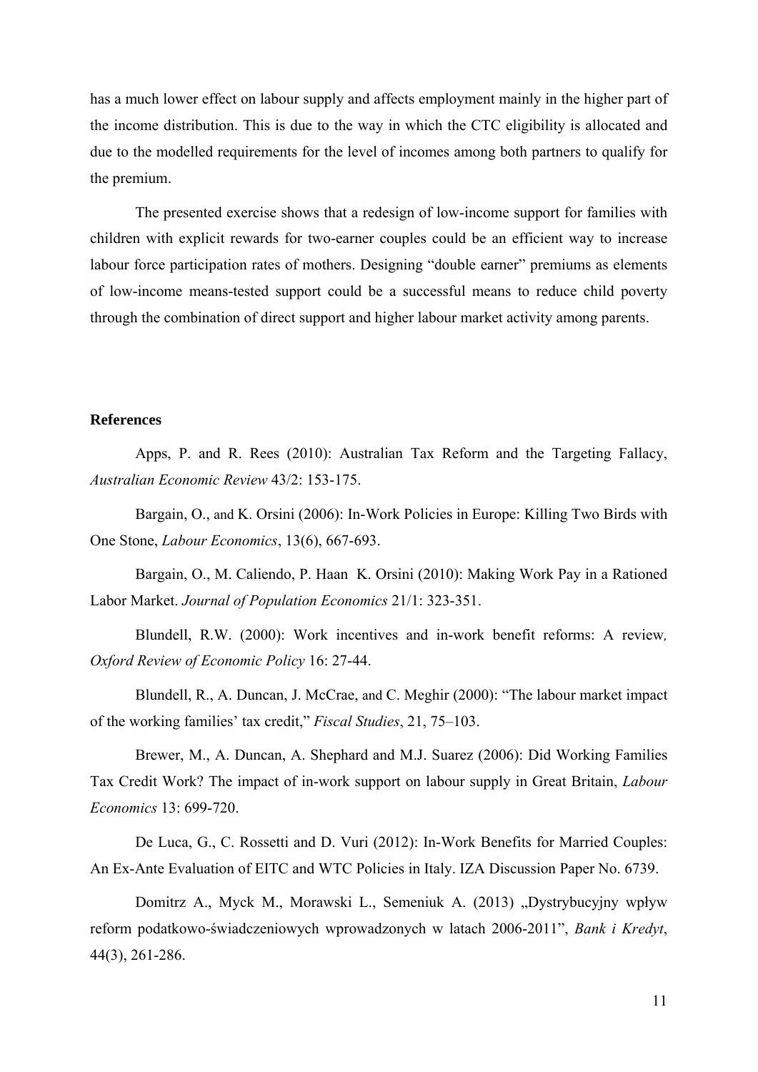has a much lower effect on labour supply and affects employment mainly in the higher part of the income distribution. This is due to the way in which the CTC eligibility is allocated and due to the modelled requirements for the level of incomes among both partners to qualify for the premium.

The presented exercise shows that a redesign of low-income support for families with children with explicit rewards for two-earner couples could be an efficient way to increase labour force participation rates of mothers. Designing "double earner" premiums as elements of low-income means-tested support could be a successful means to reduce child poverty through the combination of direct support and higher labour market activity among parents.

**References**

Apps, P. and R. Rees (2010): Australian Tax Reform and the Targeting Fallacy, *Australian Economic Review* 43/2: 153-175.

Bargain, O., and K. Orsini (2006): In-Work Policies in Europe: Killing Two Birds with One Stone, *Labour Economics*, 13(6), 667-693.

Bargain, O., M. Caliendo, P. Haan K. Orsini (2010): Making Work Pay in a Rationed Labor Market. *Journal of Population Economics* 21/1: 323-351.

Blundell, R.W. (2000): Work incentives and in-work benefit reforms: A review*, Oxford Review of Economic Policy* 16: 27-44.

Blundell, R., A. Duncan, J. McCrae, and C. Meghir (2000): "The labour market impact of the working families' tax credit," *Fiscal Studies*, 21, 75–103.

Brewer, M., A. Duncan, A. Shephard and M.J. Suarez (2006): Did Working Families Tax Credit Work? The impact of in-work support on labour supply in Great Britain, *Labour Economics* 13: 699-720.

De Luca, G., C. Rossetti and D. Vuri (2012): In-Work Benefits for Married Couples: An Ex-Ante Evaluation of EITC and WTC Policies in Italy. IZA Discussion Paper No. 6739.

Domitrz A., Myck M., Morawski L., Semeniuk A. (2013) „Dystrybucyjny wpływ reform podatkowo-świadczeniowych wprowadzonych w latach 2006-2011", *Bank i Kredyt*, 44(3), 261-286.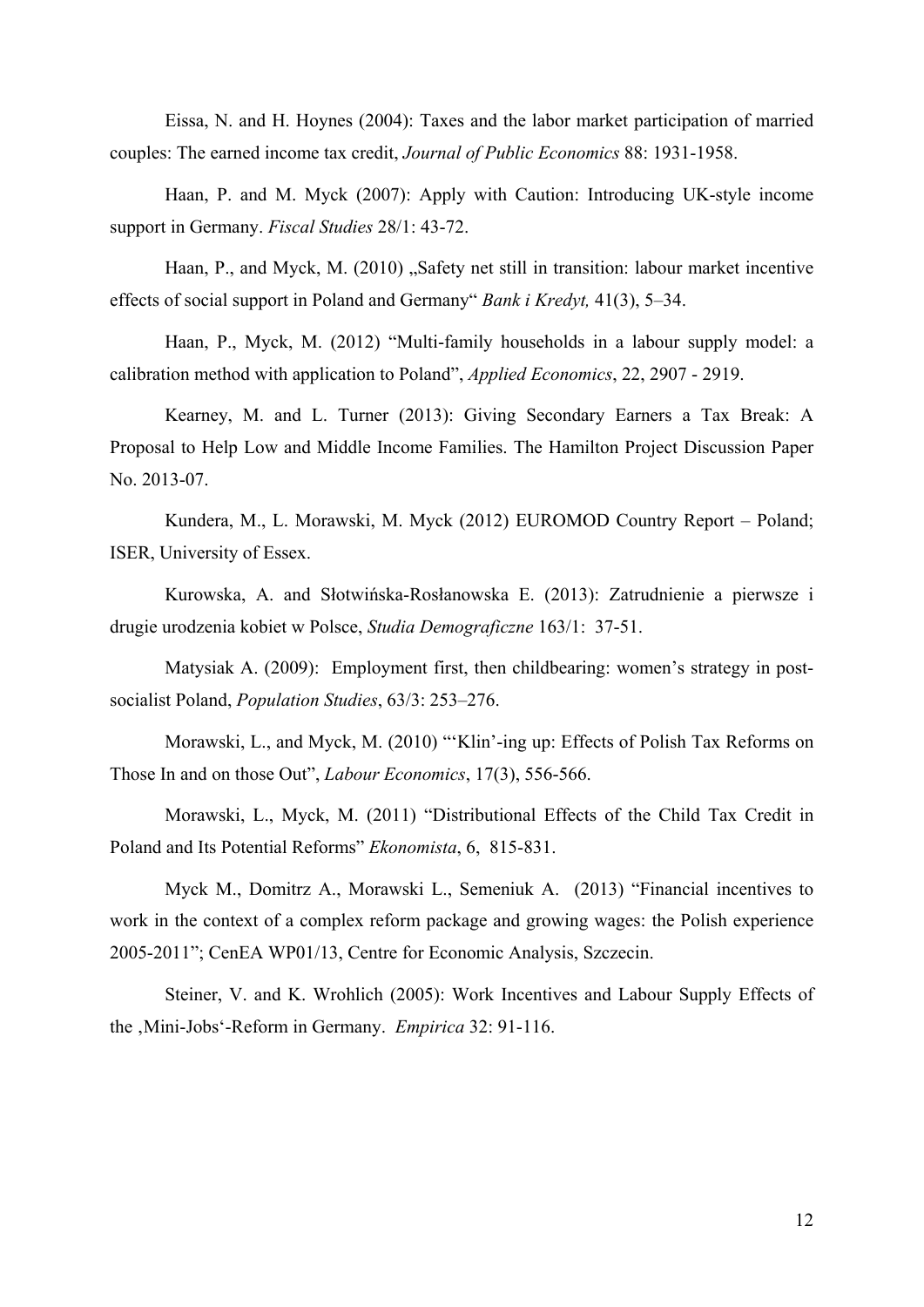Eissa, N. and H. Hoynes (2004): Taxes and the labor market participation of married couples: The earned income tax credit, *Journal of Public Economics* 88: 1931-1958.

Haan, P. and M. Myck (2007): Apply with Caution: Introducing UK-style income support in Germany. *Fiscal Studies* 28/1: 43-72.

Haan, P., and Myck, M. (2010) „Safety net still in transition: labour market incentive effects of social support in Poland and Germany" *Bank i Kredyt,* 41(3), 5–34.

Haan, P., Myck, M. (2012) "Multi-family households in a labour supply model: a calibration method with application to Poland", *Applied Economics*, 22, 2907 - 2919.

Kearney, M. and L. Turner (2013): Giving Secondary Earners a Tax Break: A Proposal to Help Low and Middle Income Families. The Hamilton Project Discussion Paper No. 2013-07.

Kundera, M., L. Morawski, M. Myck (2012) EUROMOD Country Report – Poland; ISER, University of Essex.

Kurowska, A. and Słotwińska-Rosłanowska E. (2013): Zatrudnienie a pierwsze i drugie urodzenia kobiet w Polsce, *Studia Demograficzne* 163/1: 37-51.

Matysiak A. (2009): Employment first, then childbearing: women's strategy in post-socialist Poland, *Population Studies*, 63/3: 253–276.

Morawski, L., and Myck, M. (2010) "'Klin'-ing up: Effects of Polish Tax Reforms on Those In and on those Out", *Labour Economics*, 17(3), 556-566.

Morawski, L., Myck, M. (2011) "Distributional Effects of the Child Tax Credit in Poland and Its Potential Reforms" *Ekonomista*, 6, 815-831.

Myck M., Domitrz A., Morawski L., Semeniuk A. (2013) "Financial incentives to work in the context of a complex reform package and growing wages: the Polish experience 2005-2011"; CenEA WP01/13, Centre for Economic Analysis, Szczecin.

Steiner, V. and K. Wrohlich (2005): Work Incentives and Labour Supply Effects of the ‚Mini-Jobs'-Reform in Germany. *Empirica* 32: 91-116.